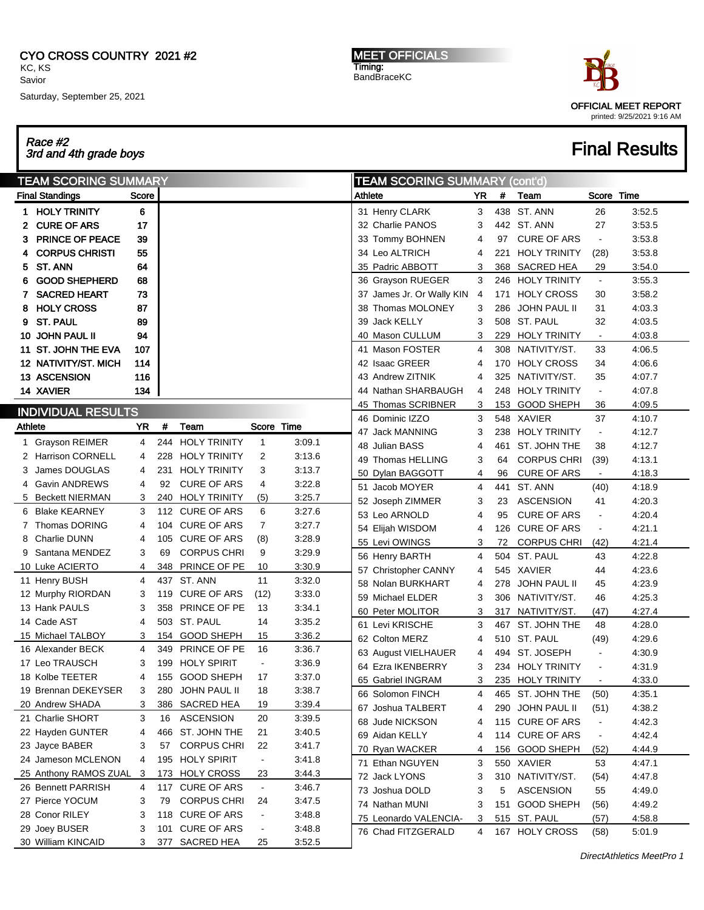CYO CROSS COUNTRY 2021 #2
KC, KS
Savior
Saturday, September 25, 2021

MEET OFFICIALS
Timing:
BandBraceKC

OFFICIAL MEET REPORT
printed: 9/25/2021 9:16 AM

*Race #2*
*3rd and 4th grade boys*

# Final Results

## TEAM SCORING SUMMARY

| Final Standings | Score |
|---|---|
| 1 HOLY TRINITY | 6 |
| 2 CURE OF ARS | 17 |
| 3 PRINCE OF PEACE | 39 |
| 4 CORPUS CHRISTI | 55 |
| 5 ST. ANN | 64 |
| 6 GOOD SHEPHERD | 68 |
| 7 SACRED HEART | 73 |
| 8 HOLY CROSS | 87 |
| 9 ST. PAUL | 89 |
| 10 JOHN PAUL II | 94 |
| 11 ST. JOHN THE EVA | 107 |
| 12 NATIVITY/ST. MICH | 114 |
| 13 ASCENSION | 116 |
| 14 XAVIER | 134 |

## INDIVIDUAL RESULTS

| Athlete | YR | # | Team | Score | Time |
|---|---|---|---|---|---|
| 1 Grayson REIMER | 4 | 244 | HOLY TRINITY | 1 | 3:09.1 |
| 2 Harrison CORNELL | 4 | 228 | HOLY TRINITY | 2 | 3:13.6 |
| 3 James DOUGLAS | 4 | 231 | HOLY TRINITY | 3 | 3:13.7 |
| 4 Gavin ANDREWS | 4 | 92 | CURE OF ARS | 4 | 3:22.8 |
| 5 Beckett NIERMAN | 3 | 240 | HOLY TRINITY | (5) | 3:25.7 |
| 6 Blake KEARNEY | 3 | 112 | CURE OF ARS | 6 | 3:27.6 |
| 7 Thomas DORING | 4 | 104 | CURE OF ARS | 7 | 3:27.7 |
| 8 Charlie DUNN | 4 | 105 | CURE OF ARS | (8) | 3:28.9 |
| 9 Santana MENDEZ | 3 | 69 | CORPUS CHRI | 9 | 3:29.9 |
| 10 Luke ACIERTO | 4 | 348 | PRINCE OF PE | 10 | 3:30.9 |
| 11 Henry BUSH | 4 | 437 | ST. ANN | 11 | 3:32.0 |
| 12 Murphy RIORDAN | 3 | 119 | CURE OF ARS | (12) | 3:33.0 |
| 13 Hank PAULS | 3 | 358 | PRINCE OF PE | 13 | 3:34.1 |
| 14 Cade AST | 4 | 503 | ST. PAUL | 14 | 3:35.2 |
| 15 Michael TALBOY | 3 | 154 | GOOD SHEPH | 15 | 3:36.2 |
| 16 Alexander BECK | 4 | 349 | PRINCE OF PE | 16 | 3:36.7 |
| 17 Leo TRAUSCH | 3 | 199 | HOLY SPIRIT | - | 3:36.9 |
| 18 Kolbe TEETER | 4 | 155 | GOOD SHEPH | 17 | 3:37.0 |
| 19 Brennan DEKEYSER | 3 | 280 | JOHN PAUL II | 18 | 3:38.7 |
| 20 Andrew SHADA | 3 | 386 | SACRED HEA | 19 | 3:39.4 |
| 21 Charlie SHORT | 3 | 16 | ASCENSION | 20 | 3:39.5 |
| 22 Hayden GUNTER | 4 | 466 | ST. JOHN THE | 21 | 3:40.5 |
| 23 Jayce BABER | 3 | 57 | CORPUS CHRI | 22 | 3:41.7 |
| 24 Jameson MCLENON | 4 | 195 | HOLY SPIRIT | - | 3:41.8 |
| 25 Anthony RAMOS ZUAL | 3 | 173 | HOLY CROSS | 23 | 3:44.3 |
| 26 Bennett PARRISH | 4 | 117 | CURE OF ARS | - | 3:46.7 |
| 27 Pierce YOCUM | 3 | 79 | CORPUS CHRI | 24 | 3:47.5 |
| 28 Conor RILEY | 3 | 118 | CURE OF ARS | - | 3:48.8 |
| 29 Joey BUSER | 3 | 101 | CURE OF ARS | - | 3:48.8 |
| 30 William KINCAID | 3 | 377 | SACRED HEA | 25 | 3:52.5 |
| 31 Henry CLARK | 3 | 438 | ST. ANN | 26 | 3:52.5 |
| 32 Charlie PANOS | 3 | 442 | ST. ANN | 27 | 3:53.5 |
| 33 Tommy BOHNEN | 4 | 97 | CURE OF ARS | - | 3:53.8 |
| 34 Leo ALTRICH | 4 | 221 | HOLY TRINITY | (28) | 3:53.8 |
| 35 Padric ABBOTT | 3 | 368 | SACRED HEA | 29 | 3:54.0 |
| 36 Grayson RUEGER | 3 | 246 | HOLY TRINITY | - | 3:55.3 |
| 37 James Jr. Or Wally KIN | 4 | 171 | HOLY CROSS | 30 | 3:58.2 |
| 38 Thomas MOLONEY | 3 | 286 | JOHN PAUL II | 31 | 4:03.3 |
| 39 Jack KELLY | 3 | 508 | ST. PAUL | 32 | 4:03.5 |
| 40 Mason CULLUM | 3 | 229 | HOLY TRINITY | - | 4:03.8 |
| 41 Mason FOSTER | 4 | 308 | NATIVITY/ST. | 33 | 4:06.5 |
| 42 Isaac GREER | 4 | 170 | HOLY CROSS | 34 | 4:06.6 |
| 43 Andrew ZITNIK | 4 | 325 | NATIVITY/ST. | 35 | 4:07.7 |
| 44 Nathan SHARBAUGH | 4 | 248 | HOLY TRINITY | - | 4:07.8 |
| 45 Thomas SCRIBNER | 3 | 153 | GOOD SHEPH | 36 | 4:09.5 |
| 46 Dominic IZZO | 3 | 548 | XAVIER | 37 | 4:10.7 |
| 47 Jack MANNING | 3 | 238 | HOLY TRINITY | - | 4:12.7 |
| 48 Julian BASS | 4 | 461 | ST. JOHN THE | 38 | 4:12.7 |
| 49 Thomas HELLING | 3 | 64 | CORPUS CHRI | (39) | 4:13.1 |
| 50 Dylan BAGGOTT | 4 | 96 | CURE OF ARS | - | 4:18.3 |
| 51 Jacob MOYER | 4 | 441 | ST. ANN | (40) | 4:18.9 |
| 52 Joseph ZIMMER | 3 | 23 | ASCENSION | 41 | 4:20.3 |
| 53 Leo ARNOLD | 4 | 95 | CURE OF ARS | - | 4:20.4 |
| 54 Elijah WISDOM | 4 | 126 | CURE OF ARS | - | 4:21.1 |
| 55 Levi OWINGS | 3 | 72 | CORPUS CHRI | (42) | 4:21.4 |
| 56 Henry BARTH | 4 | 504 | ST. PAUL | 43 | 4:22.8 |
| 57 Christopher CANNY | 4 | 545 | XAVIER | 44 | 4:23.6 |
| 58 Nolan BURKHART | 4 | 278 | JOHN PAUL II | 45 | 4:23.9 |
| 59 Michael ELDER | 3 | 306 | NATIVITY/ST. | 46 | 4:25.3 |
| 60 Peter MOLITOR | 3 | 317 | NATIVITY/ST. | (47) | 4:27.4 |
| 61 Levi KRISCHE | 3 | 467 | ST. JOHN THE | 48 | 4:28.0 |
| 62 Colton MERZ | 4 | 510 | ST. PAUL | (49) | 4:29.6 |
| 63 August VIELHAUER | 4 | 494 | ST. JOSEPH | - | 4:30.9 |
| 64 Ezra IKENBERRY | 3 | 234 | HOLY TRINITY | - | 4:31.9 |
| 65 Gabriel INGRAM | 3 | 235 | HOLY TRINITY | - | 4:33.0 |
| 66 Solomon FINCH | 4 | 465 | ST. JOHN THE | (50) | 4:35.1 |
| 67 Joshua TALBERT | 4 | 290 | JOHN PAUL II | (51) | 4:38.2 |
| 68 Jude NICKSON | 4 | 115 | CURE OF ARS | - | 4:42.3 |
| 69 Aidan KELLY | 4 | 114 | CURE OF ARS | - | 4:42.4 |
| 70 Ryan WACKER | 4 | 156 | GOOD SHEPH | (52) | 4:44.9 |
| 71 Ethan NGUYEN | 3 | 550 | XAVIER | 53 | 4:47.1 |
| 72 Jack LYONS | 3 | 310 | NATIVITY/ST. | (54) | 4:47.8 |
| 73 Joshua DOLD | 3 | 5 | ASCENSION | 55 | 4:49.0 |
| 74 Nathan MUNI | 3 | 151 | GOOD SHEPH | (56) | 4:49.2 |
| 75 Leonardo VALENCIA- | 3 | 515 | ST. PAUL | (57) | 4:58.8 |
| 76 Chad FITZGERALD | 4 | 167 | HOLY CROSS | (58) | 5:01.9 |

DirectAthletics MeetPro 1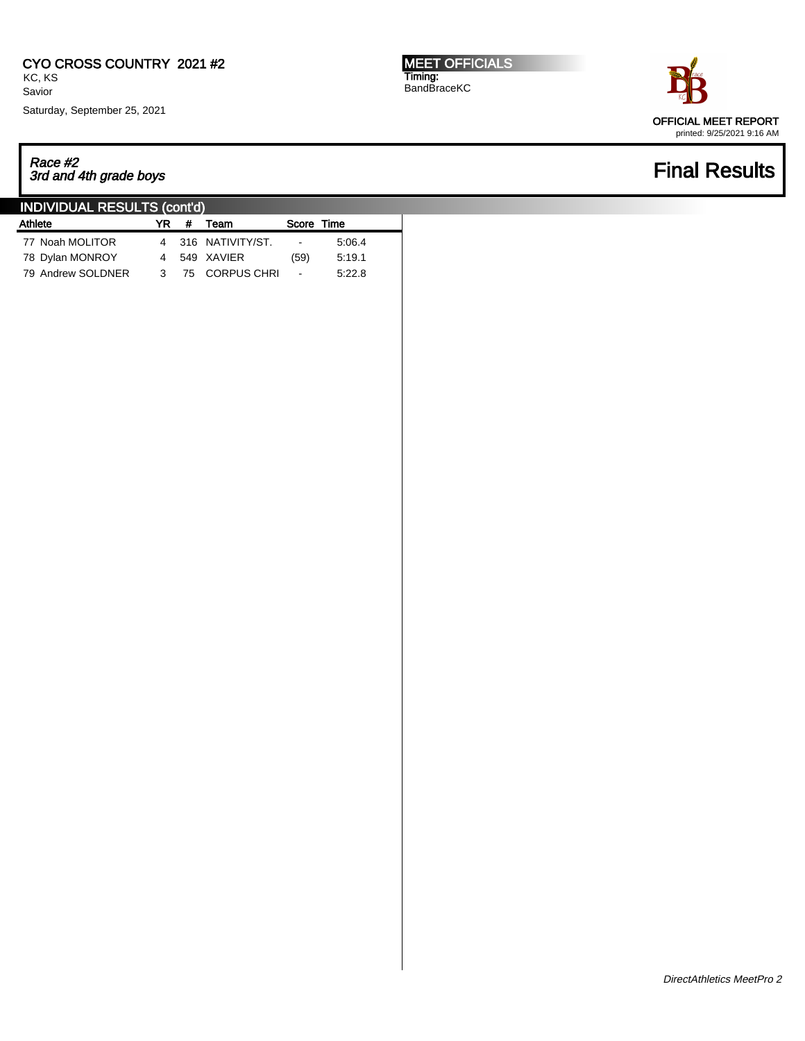CYO CROSS COUNTRY 2021 #2
KC, KS
Savior

Saturday, September 25, 2021

MEET OFFICIALS
Timing:
BandBraceKC

OFFICIAL MEET REPORT
printed: 9/25/2021 9:16 AM

*Race #2*
*3rd and 4th grade boys*

# Final Results

## INDIVIDUAL RESULTS (cont'd)

| Athlete | YR | # | Team | Score | Time |
|---|---|---|---|---|---|
| 77 Noah MOLITOR | 4 | 316 | NATIVITY/ST. | - | 5:06.4 |
| 78 Dylan MONROY | 4 | 549 | XAVIER | (59) | 5:19.1 |
| 79 Andrew SOLDNER | 3 | 75 | CORPUS CHRI | - | 5:22.8 |

*DirectAthletics MeetPro 2*